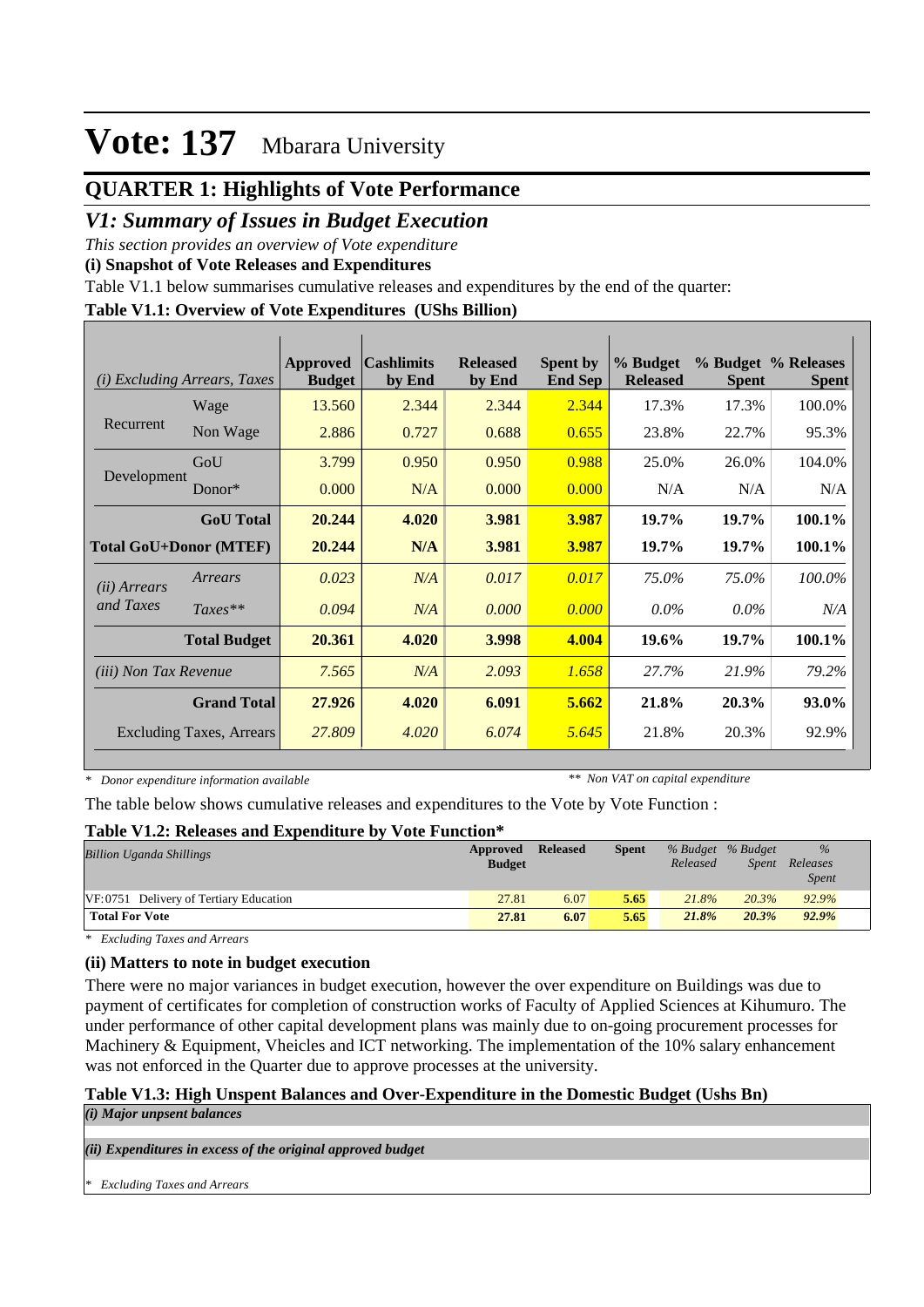# Vote: 137 Mbarara University

## QUARTER 1: Highlights of Vote Performance

## *V1: Summary of Issues in Budget Execution*

*This section provides an overview of Vote expenditure*

**(i) Snapshot of Vote Releases and Expenditures**

Table V1.1 below summarises cumulative releases and expenditures by the end of the quarter:

**Table V1.1: Overview of Vote Expenditures (UShs Billion)**

| *(i) Excluding Arrears, Taxes* | | Approved Budget | Cashlimits by End | Released by End | Spent by End Sep | % Budget Released | % Budget Spent | % Releases Spent |
|---|---|---|---|---|---|---|---|---|
| Recurrent | Wage | 13.560 | 2.344 | 2.344 | 2.344 | 17.3% | 17.3% | 100.0% |
| | Non Wage | 2.886 | 0.727 | 0.688 | 0.655 | 23.8% | 22.7% | 95.3% |
| Development | GoU | 3.799 | 0.950 | 0.950 | 0.988 | 25.0% | 26.0% | 104.0% |
| | Donor* | 0.000 | N/A | 0.000 | 0.000 | N/A | N/A | N/A |
| | **GoU Total** | **20.244** | **4.020** | **3.981** | **3.987** | **19.7%** | **19.7%** | **100.1%** |
| **Total GoU+Donor (MTEF)** | | **20.244** | **N/A** | **3.981** | **3.987** | **19.7%** | **19.7%** | **100.1%** |
| *(ii) Arrears and Taxes* | *Arrears* | *0.023* | *N/A* | *0.017* | *0.017* | *75.0%* | *75.0%* | *100.0%* |
| | *Taxes*** | *0.094* | *N/A* | *0.000* | *0.000* | *0.0%* | *0.0%* | *N/A* |
| | **Total Budget** | **20.361** | **4.020** | **3.998** | **4.004** | **19.6%** | **19.7%** | **100.1%** |
| *(iii) Non Tax Revenue* | | *7.565* | *N/A* | *2.093* | *1.658* | *27.7%* | *21.9%* | *79.2%* |
| | **Grand Total** | **27.926** | **4.020** | **6.091** | **5.662** | **21.8%** | **20.3%** | **93.0%** |
| Excluding Taxes, Arrears | | *27.809* | *4.020* | *6.074* | *5.645* | 21.8% | 20.3% | 92.9% |

*\* Donor expenditure information available* *\*\* Non VAT on capital expenditure*

The table below shows cumulative releases and expenditures to the Vote by Vote Function :

**Table V1.2: Releases and Expenditure by Vote Function***

| *Billion Uganda Shillings* | Approved Budget | Released | Spent | % Budget Released | % Budget Spent | % Releases Spent |
|---|---|---|---|---|---|---|
| VF:0751 Delivery of Tertiary Education | 27.81 | 6.07 | 5.65 | 21.8% | 20.3% | 92.9% |
| **Total For Vote** | **27.81** | **6.07** | **5.65** | ***21.8%*** | ***20.3%*** | ***92.9%*** |

*\* Excluding Taxes and Arrears*

**(ii) Matters to note in budget execution**

There were no major variances in budget execution, however the over expenditure on Buildings was due to payment of certificates for completion of construction works of Faculty of Applied Sciences at Kihumuro. The under performance of other capital development plans was mainly due to on-going procurement processes for Machinery & Equipment, Vheicles and ICT networking. The implementation of the 10% salary enhancement was not enforced in the Quarter due to approve processes at the university.

**Table V1.3: High Unspent Balances and Over-Expenditure in the Domestic Budget (Ushs Bn)**

***(i) Major unpsent balances***

***(ii) Expenditures in excess of the original approved budget***

*\* Excluding Taxes and Arrears*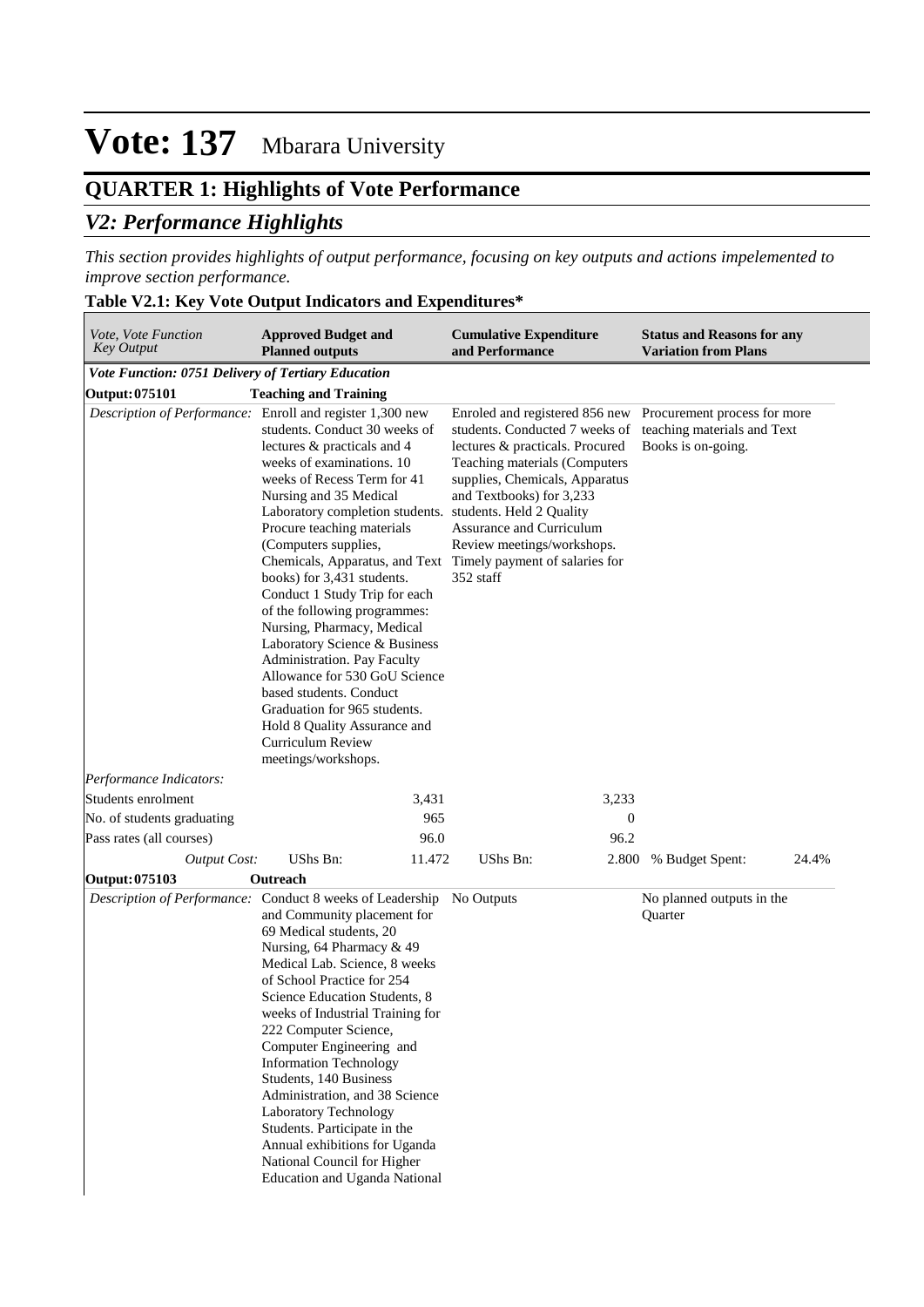# Vote: 137 Mbarara University

## QUARTER 1: Highlights of Vote Performance

## *V2: Performance Highlights*

*This section provides highlights of output performance, focusing on key outputs and actions impelemented to improve section performance.*

**Table V2.1: Key Vote Output Indicators and Expenditures***

| *Vote, Vote Function Key Output* | **Approved Budget and Planned outputs** | | **Cumulative Expenditure and Performance** | | **Status and Reasons for any Variation from Plans** | |
|---|---|---|---|---|---|---|
| ***Vote Function: 0751 Delivery of Tertiary Education*** | | | | | | |
| **Output: 075101** | **Teaching and Training** | | | | | |
| *Description of Performance:* | Enroll and register 1,300 new students. Conduct 30 weeks of lectures & practicals and 4 weeks of examinations. 10 weeks of Recess Term for 41 Nursing and 35 Medical Laboratory completion students. Procure teaching materials (Computers supplies, Chemicals, Apparatus, and Text books) for 3,431 students. Conduct 1 Study Trip for each of the following programmes: Nursing, Pharmacy, Medical Laboratory Science & Business Administration. Pay Faculty Allowance for 530 GoU Science based students. Conduct Graduation for 965 students. Hold 8 Quality Assurance and Curriculum Review meetings/workshops. | | Enroled and registered 856 new students. Conducted 7 weeks of lectures & practicals. Procured Teaching materials (Computers supplies, Chemicals, Apparatus and Textbooks) for 3,233 students. Held 2 Quality Assurance and Curriculum Review meetings/workshops. Timely payment of salaries for 352 staff | | Procurement process for more teaching materials and Text Books is on-going. | |
| *Performance Indicators:* | | | | | | |
| Students enrolment | | 3,431 | | 3,233 | | |
| No. of students graduating | | 965 | | 0 | | |
| Pass rates (all courses) | | 96.0 | | 96.2 | | |
| *Output Cost:* | UShs Bn: | 11.472 | UShs Bn: | 2.800 | % Budget Spent: | 24.4% |
| **Output: 075103** | **Outreach** | | | | | |
| *Description of Performance:* | Conduct 8 weeks of Leadership and Community placement for 69 Medical students, 20 Nursing, 64 Pharmacy & 49 Medical Lab. Science, 8 weeks of School Practice for 254 Science Education Students, 8 weeks of Industrial Training for 222 Computer Science, Computer Engineering and Information Technology Students, 140 Business Administration, and 38 Science Laboratory Technology Students. Participate in the Annual exhibitions for Uganda National Council for Higher Education and Uganda National | | No Outputs | | No planned outputs in the Quarter | |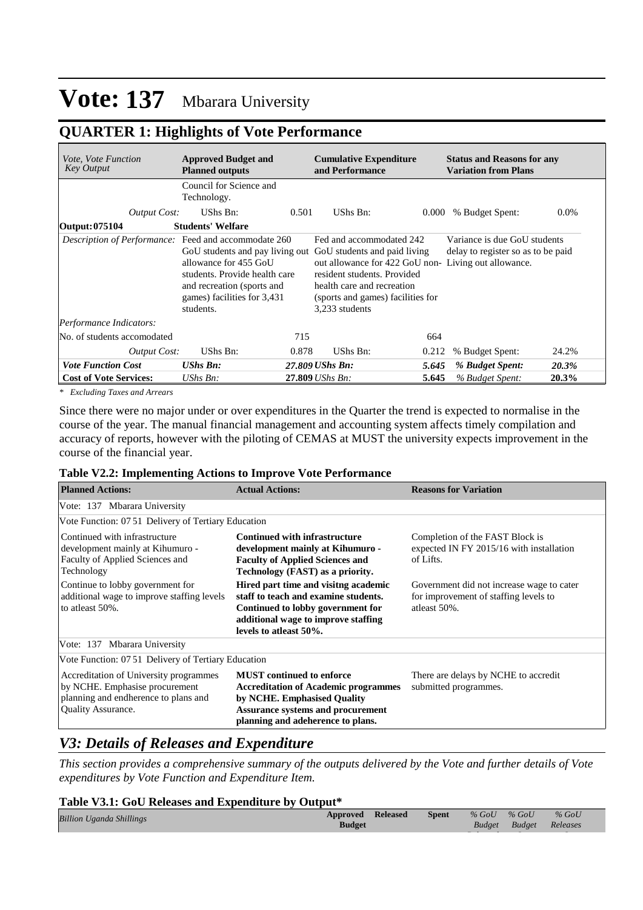# Vote: 137 Mbarara University

## QUARTER 1: Highlights of Vote Performance

| *Vote, Vote Function Key Output* | **Approved Budget and Planned outputs** | | **Cumulative Expenditure and Performance** | | **Status and Reasons for any Variation from Plans** | |
|---|---|---|---|---|---|---|
| | Council for Science and Technology. | | | | | |
| *Output Cost:* | UShs Bn: | 0.501 | UShs Bn: | 0.000 | % Budget Spent: | 0.0% |
| **Output: 075104** | **Students' Welfare** | | | | | |
| *Description of Performance:* | Feed and accommodate 260 GoU students and pay living out allowance for 455 GoU students. Provide health care and recreation (sports and games) facilities for 3,431 students. | | Fed and accommodated 242 GoU students and paid living out allowance for 422 GoU non-resident students. Provided health care and recreation (sports and games) facilities for 3,233 students | | Variance is due GoU students delay to register so as to be paid Living out allowance. | |
| *Performance Indicators:* | | | | | | |
| No. of students accomodated | | 715 | | 664 | | |
| *Output Cost:* | UShs Bn: | 0.878 | UShs Bn: | 0.212 | % Budget Spent: | 24.2% |
| ***Vote Function Cost*** | ***UShs Bn:*** | ***27.809*** | ***UShs Bn:*** | ***5.645*** | ***% Budget Spent:*** | ***20.3%*** |
| **Cost of Vote Services:** | *UShs Bn:* | **27.809** | *UShs Bn:* | **5.645** | *% Budget Spent:* | **20.3%** |

*\* Excluding Taxes and Arrears*

Since there were no major under or over expenditures in the Quarter the trend is expected to normalise in the course of the year. The manual financial management and accounting system affects timely compilation and accuracy of reports, however with the piloting of CEMAS at MUST the university expects improvement in the course of the financial year.

**Table V2.2: Implementing Actions to Improve Vote Performance**

| **Planned Actions:** | **Actual Actions:** | **Reasons for Variation** |
|---|---|---|
| Vote: 137 Mbarara University | | |
| Vote Function: 07 51 Delivery of Tertiary Education | | |
| Continued with infrastructure development mainly at Kihumuro - Faculty of Applied Sciences and Technology | **Continued with infrastructure development mainly at Kihumuro - Faculty of Applied Sciences and Technology (FAST) as a priority.** | Completion of the FAST Block is expected IN FY 2015/16 with installation of Lifts. |
| Continue to lobby government for additional wage to improve staffing levels to atleast 50%. | **Hired part time and visitng academic staff to teach and examine students. Continued to lobby government for additional wage to improve staffing levels to atleast 50%.** | Government did not increase wage to cater for improvement of staffing levels to atleast 50%. |
| Vote: 137 Mbarara University | | |
| Vote Function: 07 51 Delivery of Tertiary Education | | |
| Accreditation of University programmes by NCHE. Emphasise procurement planning and endherence to plans and Quality Assurance. | **MUST continued to enforce Accreditation of Academic programmes by NCHE. Emphasised Quality Assurance systems and procurement planning and adeherence to plans.** | There are delays by NCHE to accredit submitted programmes. |

## *V3: Details of Releases and Expenditure*

*This section provides a comprehensive summary of the outputs delivered by the Vote and further details of Vote expenditures by Vote Function and Expenditure Item.*

**Table V3.1: GoU Releases and Expenditure by Output\***

| *Billion Uganda Shillings* | **Approved Budget** | **Released** | **Spent** | *% GoU Budget* | *% GoU Budget* | *% GoU Releases* |
|---|---|---|---|---|---|---|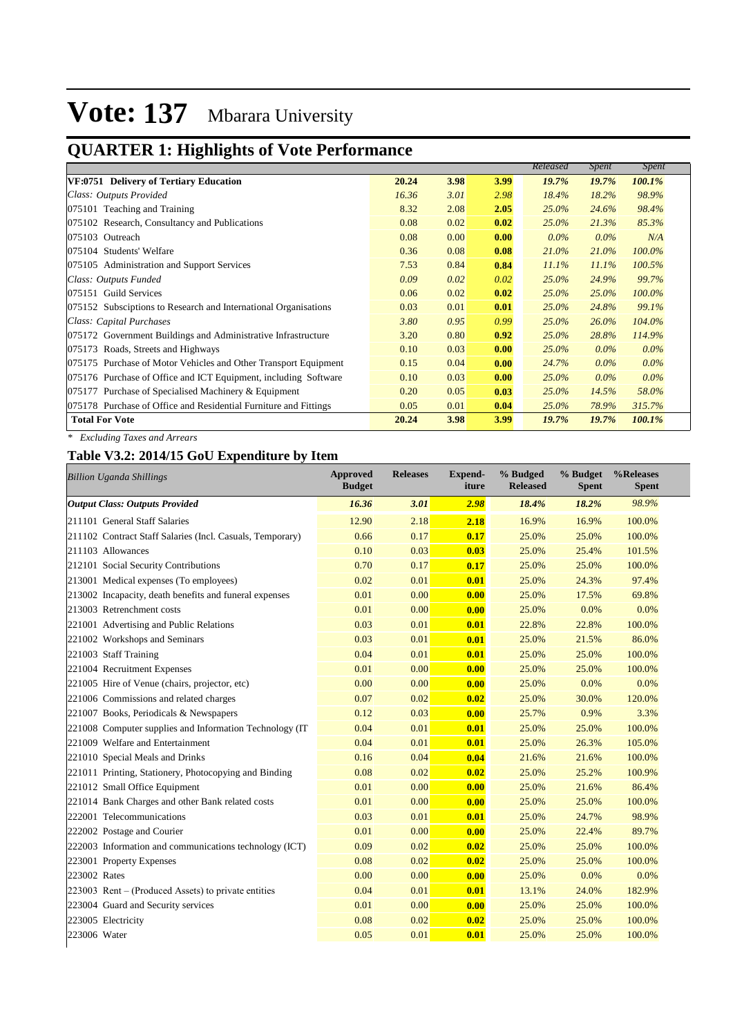# Vote: 137 Mbarara University

## QUARTER 1: Highlights of Vote Performance

| | | | | Released | Spent | Spent |
|---|---|---|---|---|---|---|
| **VF:0751 Delivery of Tertiary Education** | **20.24** | **3.98** | **3.99** | ***19.7%*** | ***19.7%*** | ***100.1%*** |
| *Class: Outputs Provided* | *16.36* | *3.01* | *2.98* | *18.4%* | *18.2%* | *98.9%* |
| 075101 Teaching and Training | 8.32 | 2.08 | **2.05** | *25.0%* | *24.6%* | *98.4%* |
| 075102 Research, Consultancy and Publications | 0.08 | 0.02 | **0.02** | *25.0%* | *21.3%* | *85.3%* |
| 075103 Outreach | 0.08 | 0.00 | **0.00** | *0.0%* | *0.0%* | *N/A* |
| 075104 Students' Welfare | 0.36 | 0.08 | **0.08** | *21.0%* | *21.0%* | *100.0%* |
| 075105 Administration and Support Services | 7.53 | 0.84 | **0.84** | *11.1%* | *11.1%* | *100.5%* |
| *Class: Outputs Funded* | *0.09* | *0.02* | *0.02* | *25.0%* | *24.9%* | *99.7%* |
| 075151 Guild Services | 0.06 | 0.02 | **0.02** | *25.0%* | *25.0%* | *100.0%* |
| 075152 Subsciptions to Research and International Organisations | 0.03 | 0.01 | **0.01** | *25.0%* | *24.8%* | *99.1%* |
| *Class: Capital Purchases* | *3.80* | *0.95* | *0.99* | *25.0%* | *26.0%* | *104.0%* |
| 075172 Government Buildings and Administrative Infrastructure | 3.20 | 0.80 | **0.92** | *25.0%* | *28.8%* | *114.9%* |
| 075173 Roads, Streets and Highways | 0.10 | 0.03 | **0.00** | *25.0%* | *0.0%* | *0.0%* |
| 075175 Purchase of Motor Vehicles and Other Transport Equipment | 0.15 | 0.04 | **0.00** | *24.7%* | *0.0%* | *0.0%* |
| 075176 Purchase of Office and ICT Equipment, including Software | 0.10 | 0.03 | **0.00** | *25.0%* | *0.0%* | *0.0%* |
| 075177 Purchase of Specialised Machinery & Equipment | 0.20 | 0.05 | **0.03** | *25.0%* | *14.5%* | *58.0%* |
| 075178 Purchase of Office and Residential Furniture and Fittings | 0.05 | 0.01 | **0.04** | *25.0%* | *78.9%* | *315.7%* |
| **Total For Vote** | **20.24** | **3.98** | **3.99** | ***19.7%*** | ***19.7%*** | ***100.1%*** |

*\* Excluding Taxes and Arrears*

### Table V3.2: 2014/15 GoU Expenditure by Item

| *Billion Uganda Shillings* | Approved Budget | Releases | Expend-iture | % Budged Released | % Budget Spent | %Releases Spent |
|---|---|---|---|---|---|---|
| ***Output Class: Outputs Provided*** | ***16.36*** | ***3.01*** | ***2.98*** | ***18.4%*** | ***18.2%*** | *98.9%* |
| 211101 General Staff Salaries | 12.90 | 2.18 | **2.18** | 16.9% | 16.9% | 100.0% |
| 211102 Contract Staff Salaries (Incl. Casuals, Temporary) | 0.66 | 0.17 | **0.17** | 25.0% | 25.0% | 100.0% |
| 211103 Allowances | 0.10 | 0.03 | **0.03** | 25.0% | 25.4% | 101.5% |
| 212101 Social Security Contributions | 0.70 | 0.17 | **0.17** | 25.0% | 25.0% | 100.0% |
| 213001 Medical expenses (To employees) | 0.02 | 0.01 | **0.01** | 25.0% | 24.3% | 97.4% |
| 213002 Incapacity, death benefits and funeral expenses | 0.01 | 0.00 | **0.00** | 25.0% | 17.5% | 69.8% |
| 213003 Retrenchment costs | 0.01 | 0.00 | **0.00** | 25.0% | 0.0% | 0.0% |
| 221001 Advertising and Public Relations | 0.03 | 0.01 | **0.01** | 22.8% | 22.8% | 100.0% |
| 221002 Workshops and Seminars | 0.03 | 0.01 | **0.01** | 25.0% | 21.5% | 86.0% |
| 221003 Staff Training | 0.04 | 0.01 | **0.01** | 25.0% | 25.0% | 100.0% |
| 221004 Recruitment Expenses | 0.01 | 0.00 | **0.00** | 25.0% | 25.0% | 100.0% |
| 221005 Hire of Venue (chairs, projector, etc) | 0.00 | 0.00 | **0.00** | 25.0% | 0.0% | 0.0% |
| 221006 Commissions and related charges | 0.07 | 0.02 | **0.02** | 25.0% | 30.0% | 120.0% |
| 221007 Books, Periodicals & Newspapers | 0.12 | 0.03 | **0.00** | 25.7% | 0.9% | 3.3% |
| 221008 Computer supplies and Information Technology (IT | 0.04 | 0.01 | **0.01** | 25.0% | 25.0% | 100.0% |
| 221009 Welfare and Entertainment | 0.04 | 0.01 | **0.01** | 25.0% | 26.3% | 105.0% |
| 221010 Special Meals and Drinks | 0.16 | 0.04 | **0.04** | 21.6% | 21.6% | 100.0% |
| 221011 Printing, Stationery, Photocopying and Binding | 0.08 | 0.02 | **0.02** | 25.0% | 25.2% | 100.9% |
| 221012 Small Office Equipment | 0.01 | 0.00 | **0.00** | 25.0% | 21.6% | 86.4% |
| 221014 Bank Charges and other Bank related costs | 0.01 | 0.00 | **0.00** | 25.0% | 25.0% | 100.0% |
| 222001 Telecommunications | 0.03 | 0.01 | **0.01** | 25.0% | 24.7% | 98.9% |
| 222002 Postage and Courier | 0.01 | 0.00 | **0.00** | 25.0% | 22.4% | 89.7% |
| 222003 Information and communications technology (ICT) | 0.09 | 0.02 | **0.02** | 25.0% | 25.0% | 100.0% |
| 223001 Property Expenses | 0.08 | 0.02 | **0.02** | 25.0% | 25.0% | 100.0% |
| 223002 Rates | 0.00 | 0.00 | **0.00** | 25.0% | 0.0% | 0.0% |
| 223003 Rent – (Produced Assets) to private entities | 0.04 | 0.01 | **0.01** | 13.1% | 24.0% | 182.9% |
| 223004 Guard and Security services | 0.01 | 0.00 | **0.00** | 25.0% | 25.0% | 100.0% |
| 223005 Electricity | 0.08 | 0.02 | **0.02** | 25.0% | 25.0% | 100.0% |
| 223006 Water | 0.05 | 0.01 | **0.01** | 25.0% | 25.0% | 100.0% |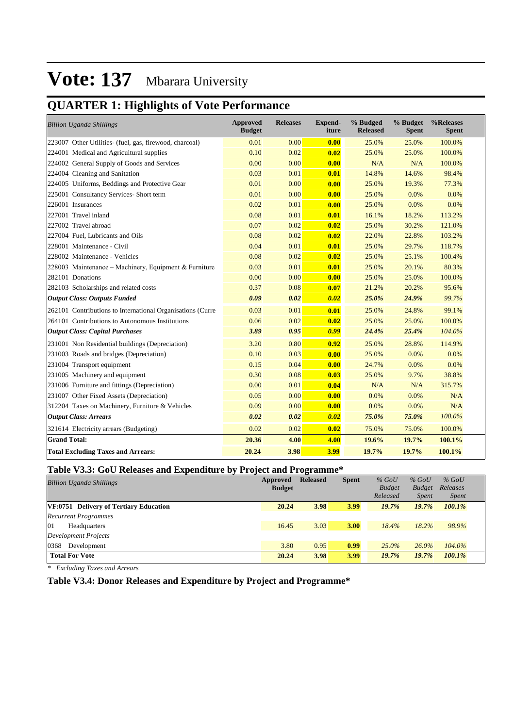# Vote: 137 Mbarara University

## QUARTER 1: Highlights of Vote Performance

| *Billion Uganda Shillings* | Approved Budget | Releases | Expend-iture | % Budged Released | % Budget Spent | %Releases Spent |
|---|---|---|---|---|---|---|
| 223007 Other Utilities- (fuel, gas, firewood, charcoal) | 0.01 | 0.00 | **0.00** | 25.0% | 25.0% | 100.0% |
| 224001 Medical and Agricultural supplies | 0.10 | 0.02 | **0.02** | 25.0% | 25.0% | 100.0% |
| 224002 General Supply of Goods and Services | 0.00 | 0.00 | **0.00** | N/A | N/A | 100.0% |
| 224004 Cleaning and Sanitation | 0.03 | 0.01 | **0.01** | 14.8% | 14.6% | 98.4% |
| 224005 Uniforms, Beddings and Protective Gear | 0.01 | 0.00 | **0.00** | 25.0% | 19.3% | 77.3% |
| 225001 Consultancy Services- Short term | 0.01 | 0.00 | **0.00** | 25.0% | 0.0% | 0.0% |
| 226001 Insurances | 0.02 | 0.01 | **0.00** | 25.0% | 0.0% | 0.0% |
| 227001 Travel inland | 0.08 | 0.01 | **0.01** | 16.1% | 18.2% | 113.2% |
| 227002 Travel abroad | 0.07 | 0.02 | **0.02** | 25.0% | 30.2% | 121.0% |
| 227004 Fuel, Lubricants and Oils | 0.08 | 0.02 | **0.02** | 22.0% | 22.8% | 103.2% |
| 228001 Maintenance - Civil | 0.04 | 0.01 | **0.01** | 25.0% | 29.7% | 118.7% |
| 228002 Maintenance - Vehicles | 0.08 | 0.02 | **0.02** | 25.0% | 25.1% | 100.4% |
| 228003 Maintenance – Machinery, Equipment & Furniture | 0.03 | 0.01 | **0.01** | 25.0% | 20.1% | 80.3% |
| 282101 Donations | 0.00 | 0.00 | **0.00** | 25.0% | 25.0% | 100.0% |
| 282103 Scholarships and related costs | 0.37 | 0.08 | **0.07** | 21.2% | 20.2% | 95.6% |
| ***Output Class: Outputs Funded*** | ***0.09*** | ***0.02*** | ***0.02*** | ***25.0%*** | ***24.9%*** | *99.7%* |
| 262101 Contributions to International Organisations (Curre | 0.03 | 0.01 | **0.01** | 25.0% | 24.8% | 99.1% |
| 264101 Contributions to Autonomous Institutions | 0.06 | 0.02 | **0.02** | 25.0% | 25.0% | 100.0% |
| ***Output Class: Capital Purchases*** | ***3.89*** | ***0.95*** | ***0.99*** | ***24.4%*** | ***25.4%*** | *104.0%* |
| 231001 Non Residential buildings (Depreciation) | 3.20 | 0.80 | **0.92** | 25.0% | 28.8% | 114.9% |
| 231003 Roads and bridges (Depreciation) | 0.10 | 0.03 | **0.00** | 25.0% | 0.0% | 0.0% |
| 231004 Transport equipment | 0.15 | 0.04 | **0.00** | 24.7% | 0.0% | 0.0% |
| 231005 Machinery and equipment | 0.30 | 0.08 | **0.03** | 25.0% | 9.7% | 38.8% |
| 231006 Furniture and fittings (Depreciation) | 0.00 | 0.01 | **0.04** | N/A | N/A | 315.7% |
| 231007 Other Fixed Assets (Depreciation) | 0.05 | 0.00 | **0.00** | 0.0% | 0.0% | N/A |
| 312204 Taxes on Machinery, Furniture & Vehicles | 0.09 | 0.00 | **0.00** | 0.0% | 0.0% | N/A |
| ***Output Class: Arrears*** | ***0.02*** | ***0.02*** | ***0.02*** | ***75.0%*** | ***75.0%*** | *100.0%* |
| 321614 Electricity arrears (Budgeting) | 0.02 | 0.02 | **0.02** | 75.0% | 75.0% | 100.0% |
| **Grand Total:** | **20.36** | **4.00** | **4.00** | **19.6%** | **19.7%** | **100.1%** |
| **Total Excluding Taxes and Arrears:** | **20.24** | **3.98** | **3.99** | **19.7%** | **19.7%** | **100.1%** |

### Table V3.3: GoU Releases and Expenditure by Project and Programme*

| *Billion Uganda Shillings* | Approved Budget | Released | Spent | *% GoU Budget Released* | *% GoU Budget Spent* | *% GoU Releases Spent* |
|---|---|---|---|---|---|---|
| **VF:0751 Delivery of Tertiary Education** | **20.24** | **3.98** | **3.99** | ***19.7%*** | ***19.7%*** | ***100.1%*** |
| *Recurrent Programmes* | | | | | | |
| 01 Headquarters | 16.45 | 3.03 | **3.00** | *18.4%* | *18.2%* | *98.9%* |
| *Development Projects* | | | | | | |
| 0368 Development | 3.80 | 0.95 | **0.99** | *25.0%* | *26.0%* | *104.0%* |
| **Total For Vote** | **20.24** | **3.98** | **3.99** | ***19.7%*** | ***19.7%*** | ***100.1%*** |

*\* Excluding Taxes and Arrears*

### Table V3.4: Donor Releases and Expenditure by Project and Programme*